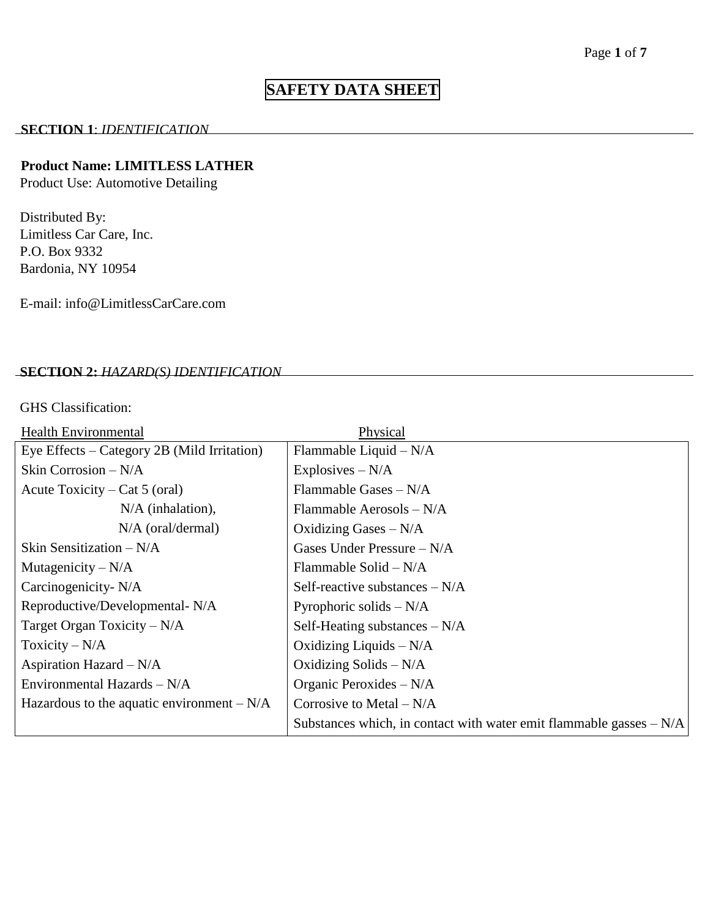# SAFETY DATA SHEET

## SECTION 1: *IDENTIFICATION*

**Product Name: LIMITLESS LATHER**
Product Use: Automotive Detailing

Distributed By:
Limitless Car Care, Inc.
P.O. Box 9332
Bardonia, NY 10954

E-mail: info@LimitlessCarCare.com

## SECTION 2: *HAZARD(S) IDENTIFICATION*

GHS Classification:

| Health Environmental | Physical |
|---|---|
| Eye Effects – Category 2B (Mild Irritation) | Flammable Liquid – N/A |
| Skin Corrosion – N/A | Explosives – N/A |
| Acute Toxicity – Cat 5 (oral) | Flammable Gases – N/A |
| N/A (inhalation), | Flammable Aerosols – N/A |
| N/A (oral/dermal) | Oxidizing Gases – N/A |
| Skin Sensitization – N/A | Gases Under Pressure – N/A |
| Mutagenicity – N/A | Flammable Solid – N/A |
| Carcinogenicity- N/A | Self-reactive substances – N/A |
| Reproductive/Developmental- N/A | Pyrophoric solids – N/A |
| Target Organ Toxicity – N/A | Self-Heating substances – N/A |
| Toxicity – N/A | Oxidizing Liquids – N/A |
| Aspiration Hazard – N/A | Oxidizing Solids – N/A |
| Environmental Hazards – N/A | Organic Peroxides – N/A |
| Hazardous to the aquatic environment – N/A | Corrosive to Metal – N/A |
| | Substances which, in contact with water emit flammable gasses – N/A |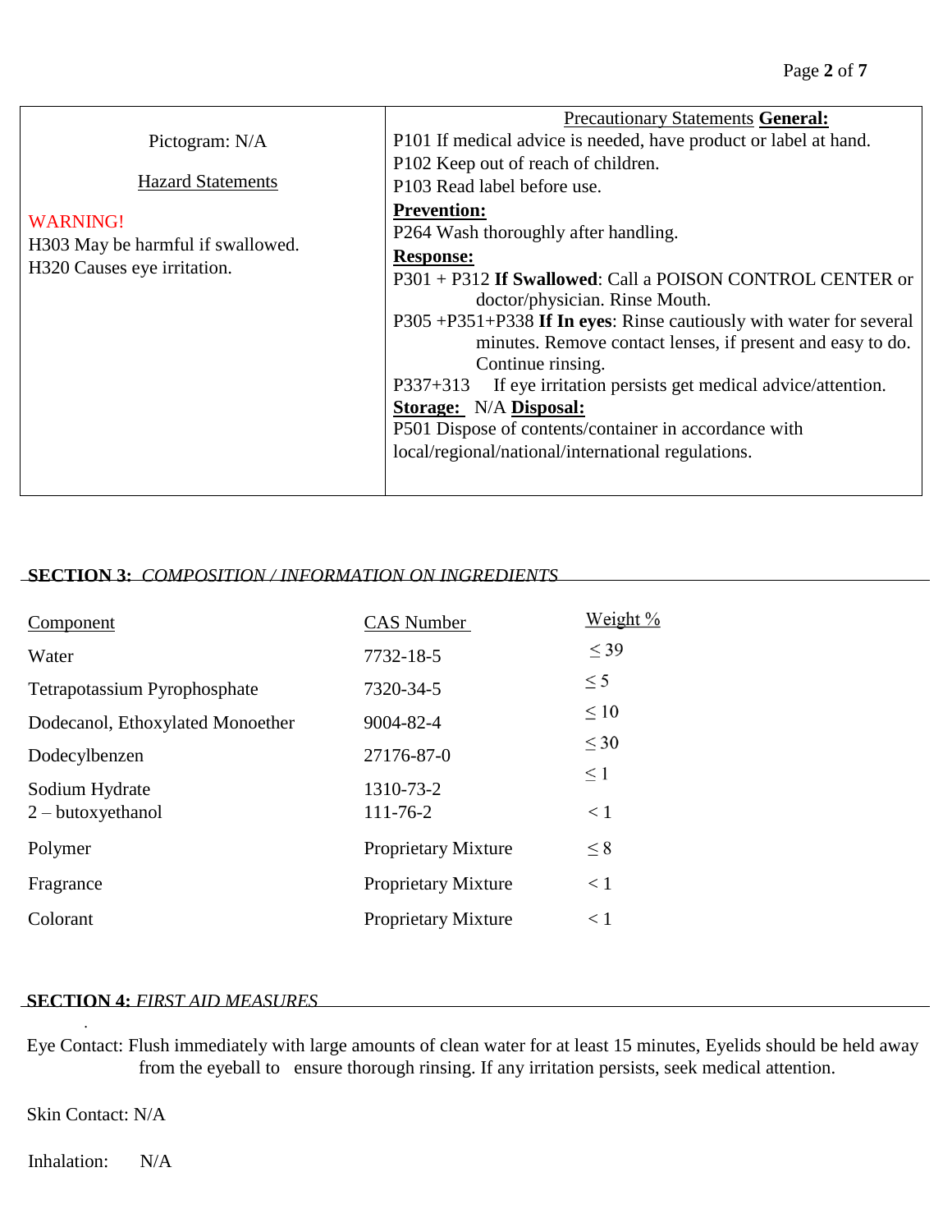| Pictogram: N/A<br><br>Hazard Statements<br><br>WARNING!<br>H303 May be harmful if swallowed.<br>H320 Causes eye irritation. | Precautionary Statements **General:**<br>P101 If medical advice is needed, have product or label at hand.<br>P102 Keep out of reach of children.<br>P103 Read label before use.<br>**Prevention:**<br>P264 Wash thoroughly after handling.<br>**Response:**<br>P301 + P312 **If Swallowed**: Call a POISON CONTROL CENTER or doctor/physician. Rinse Mouth.<br>P305 +P351+P338 **If In eyes**: Rinse cautiously with water for several minutes. Remove contact lenses, if present and easy to do. Continue rinsing.<br>P337+313 If eye irritation persists get medical advice/attention.<br>**Storage:** N/A **Disposal:**<br>P501 Dispose of contents/container in accordance with local/regional/national/international regulations. |
|---|---|

## SECTION 3: *COMPOSITION / INFORMATION ON INGREDIENTS*

| Component | CAS Number | Weight % |
|---|---|---|
| Water | 7732-18-5 | ≤ 39 |
| Tetrapotassium Pyrophosphate | 7320-34-5 | ≤ 5 |
| Dodecanol, Ethoxylated Monoether | 9004-82-4 | ≤ 10 |
| Dodecylbenzen | 27176-87-0 | ≤ 30 |
| Sodium Hydrate | 1310-73-2 | ≤ 1 |
| 2 – butoxyethanol | 111-76-2 | < 1 |
| Polymer | Proprietary Mixture | ≤ 8 |
| Fragrance | Proprietary Mixture | < 1 |
| Colorant | Proprietary Mixture | < 1 |

## SECTION 4: *FIRST AID MEASURES*

Eye Contact: Flush immediately with large amounts of clean water for at least 15 minutes, Eyelids should be held away from the eyeball to ensure thorough rinsing. If any irritation persists, seek medical attention.

Skin Contact: N/A

Inhalation: N/A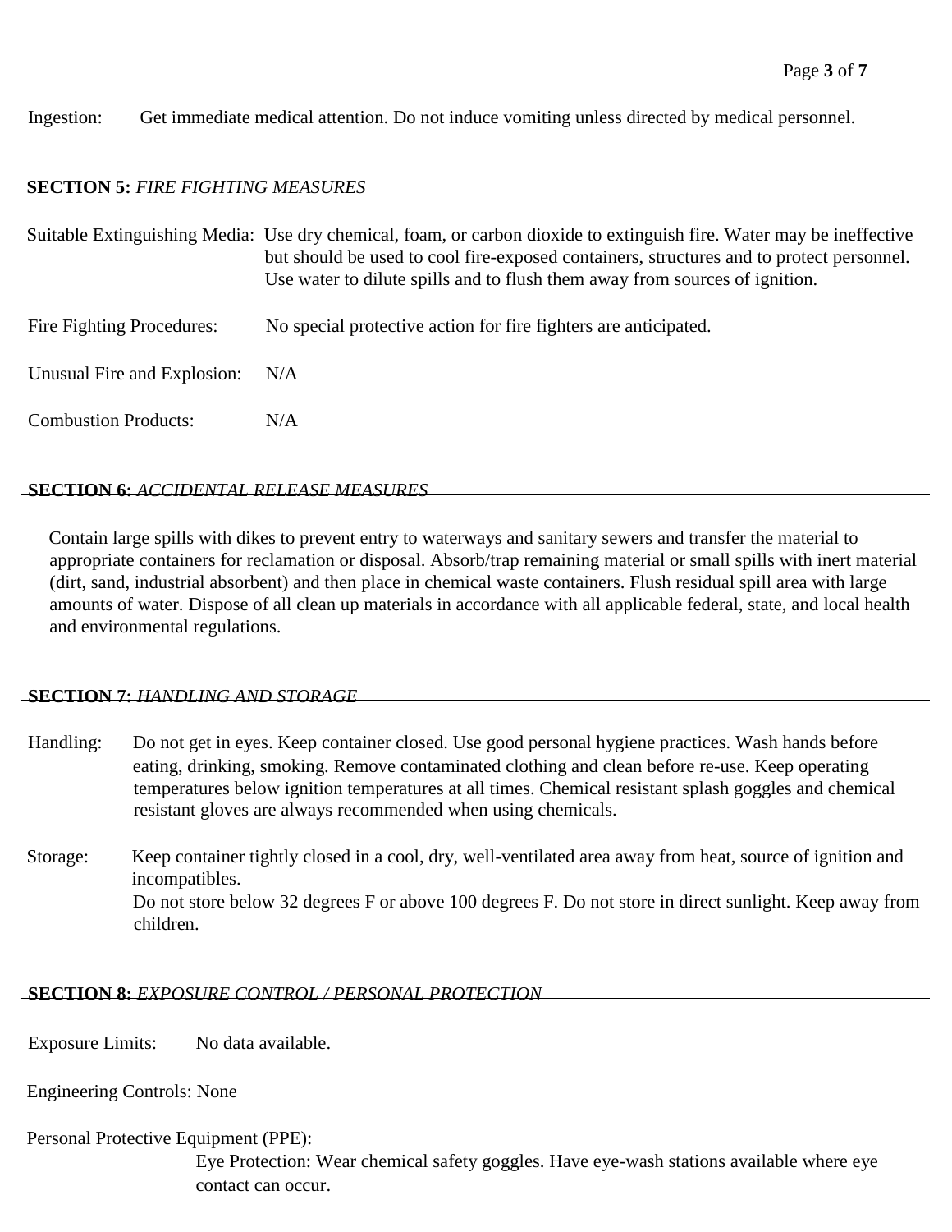Ingestion: Get immediate medical attention. Do not induce vomiting unless directed by medical personnel.

## SECTION 5: *FIRE FIGHTING MEASURES*

Suitable Extinguishing Media: Use dry chemical, foam, or carbon dioxide to extinguish fire. Water may be ineffective but should be used to cool fire-exposed containers, structures and to protect personnel. Use water to dilute spills and to flush them away from sources of ignition.

Fire Fighting Procedures: No special protective action for fire fighters are anticipated.

Unusual Fire and Explosion: N/A

Combustion Products: N/A

## SECTION 6: *ACCIDENTAL RELEASE MEASURES*

Contain large spills with dikes to prevent entry to waterways and sanitary sewers and transfer the material to appropriate containers for reclamation or disposal. Absorb/trap remaining material or small spills with inert material (dirt, sand, industrial absorbent) and then place in chemical waste containers. Flush residual spill area with large amounts of water. Dispose of all clean up materials in accordance with all applicable federal, state, and local health and environmental regulations.

## SECTION 7: *HANDLING AND STORAGE*

Handling: Do not get in eyes. Keep container closed. Use good personal hygiene practices. Wash hands before eating, drinking, smoking. Remove contaminated clothing and clean before re-use. Keep operating temperatures below ignition temperatures at all times. Chemical resistant splash goggles and chemical resistant gloves are always recommended when using chemicals.

Storage: Keep container tightly closed in a cool, dry, well-ventilated area away from heat, source of ignition and incompatibles.
Do not store below 32 degrees F or above 100 degrees F. Do not store in direct sunlight. Keep away from children.

## SECTION 8: *EXPOSURE CONTROL / PERSONAL PROTECTION*

Exposure Limits: No data available.

Engineering Controls: None

Personal Protective Equipment (PPE):

Eye Protection: Wear chemical safety goggles. Have eye-wash stations available where eye contact can occur.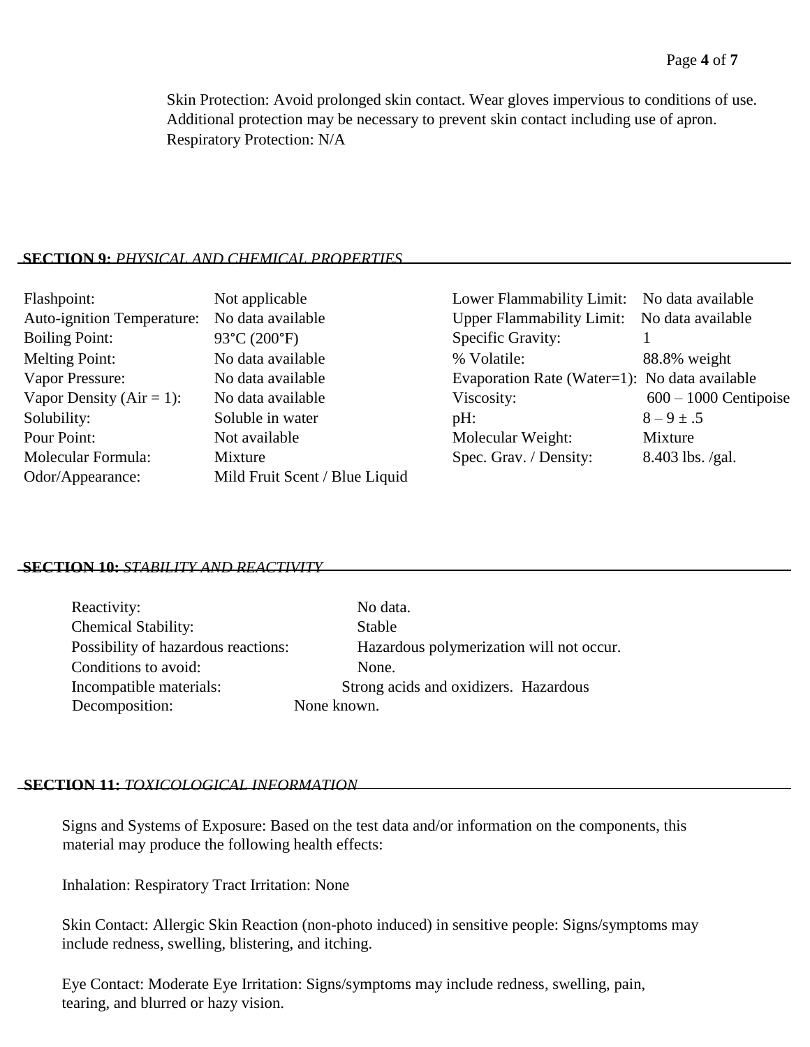Skin Protection: Avoid prolonged skin contact. Wear gloves impervious to conditions of use. Additional protection may be necessary to prevent skin contact including use of apron.
Respiratory Protection: N/A

## SECTION 9: *PHYSICAL AND CHEMICAL PROPERTIES*

| Property | Value | Property | Value |
|---|---|---|---|
| Flashpoint: | Not applicable | Lower Flammability Limit: | No data available |
| Auto-ignition Temperature: | No data available | Upper Flammability Limit: | No data available |
| Boiling Point: | 93°C (200°F) | Specific Gravity: | 1 |
| Melting Point: | No data available | % Volatile: | 88.8% weight |
| Vapor Pressure: | No data available | Evaporation Rate (Water=1): | No data available |
| Vapor Density (Air = 1): | No data available | Viscosity: | 600 – 1000 Centipoise |
| Solubility: | Soluble in water | pH: | 8 – 9 ± .5 |
| Pour Point: | Not available | Molecular Weight: | Mixture |
| Molecular Formula: | Mixture | Spec. Grav. / Density: | 8.403 lbs. /gal. |
| Odor/Appearance: | Mild Fruit Scent / Blue Liquid | | |

## SECTION 10: *STABILITY AND REACTIVITY*

| | |
|---|---|
| Reactivity: | No data. |
| Chemical Stability: | Stable |
| Possibility of hazardous reactions: | Hazardous polymerization will not occur. |
| Conditions to avoid: | None. |
| Incompatible materials: | Strong acids and oxidizers. Hazardous |
| Decomposition: | None known. |

## SECTION 11: *TOXICOLOGICAL INFORMATION*

Signs and Systems of Exposure: Based on the test data and/or information on the components, this material may produce the following health effects:

Inhalation: Respiratory Tract Irritation: None

Skin Contact: Allergic Skin Reaction (non-photo induced) in sensitive people: Signs/symptoms may include redness, swelling, blistering, and itching.

Eye Contact: Moderate Eye Irritation: Signs/symptoms may include redness, swelling, pain, tearing, and blurred or hazy vision.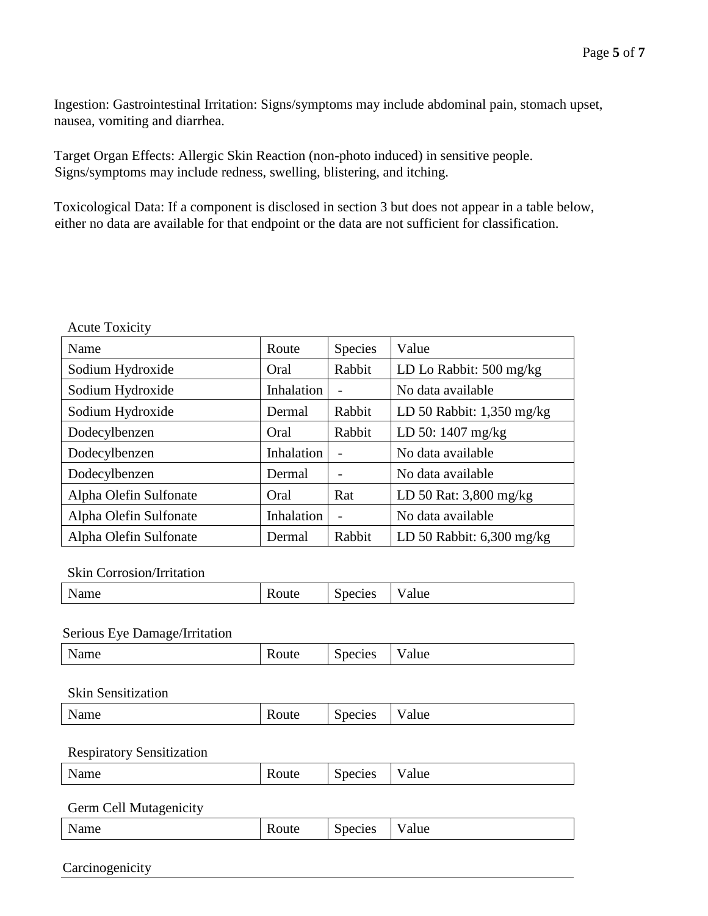Ingestion: Gastrointestinal Irritation: Signs/symptoms may include abdominal pain, stomach upset, nausea, vomiting and diarrhea.

Target Organ Effects: Allergic Skin Reaction (non-photo induced) in sensitive people. Signs/symptoms may include redness, swelling, blistering, and itching.

Toxicological Data: If a component is disclosed in section 3 but does not appear in a table below, either no data are available for that endpoint or the data are not sufficient for classification.

Acute Toxicity

| Name | Route | Species | Value |
|---|---|---|---|
| Sodium Hydroxide | Oral | Rabbit | LD Lo Rabbit: 500 mg/kg |
| Sodium Hydroxide | Inhalation | - | No data available |
| Sodium Hydroxide | Dermal | Rabbit | LD 50 Rabbit: 1,350 mg/kg |
| Dodecylbenzen | Oral | Rabbit | LD 50: 1407 mg/kg |
| Dodecylbenzen | Inhalation | - | No data available |
| Dodecylbenzen | Dermal | - | No data available |
| Alpha Olefin Sulfonate | Oral | Rat | LD 50 Rat: 3,800 mg/kg |
| Alpha Olefin Sulfonate | Inhalation | - | No data available |
| Alpha Olefin Sulfonate | Dermal | Rabbit | LD 50 Rabbit: 6,300 mg/kg |

Skin Corrosion/Irritation

| Name | Route | Species | Value |
|---|---|---|---|

Serious Eye Damage/Irritation

| Name | Route | Species | Value |
|---|---|---|---|

Skin Sensitization

| Name | Route | Species | Value |
|---|---|---|---|

Respiratory Sensitization

| Name | Route | Species | Value |
|---|---|---|---|

Germ Cell Mutagenicity

| Name | Route | Species | Value |
|---|---|---|---|

Carcinogenicity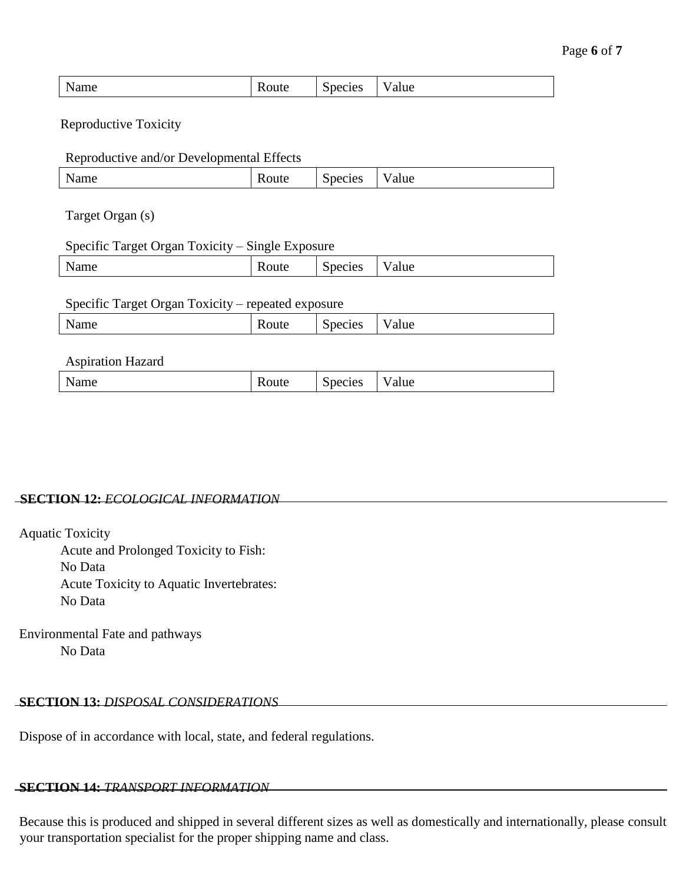| Name | Route | Species | Value |
| --- | --- | --- | --- |

Reproductive Toxicity

Reproductive and/or Developmental Effects

| Name | Route | Species | Value |
| --- | --- | --- | --- |

Target Organ (s)

Specific Target Organ Toxicity – Single Exposure

| Name | Route | Species | Value |
| --- | --- | --- | --- |

Specific Target Organ Toxicity – repeated exposure

| Name | Route | Species | Value |
| --- | --- | --- | --- |

Aspiration Hazard

| Name | Route | Species | Value |
| --- | --- | --- | --- |

## SECTION 12: *ECOLOGICAL INFORMATION*

Aquatic Toxicity

Acute and Prolonged Toxicity to Fish:
No Data
Acute Toxicity to Aquatic Invertebrates:
No Data

Environmental Fate and pathways

No Data

## SECTION 13: *DISPOSAL CONSIDERATIONS*

Dispose of in accordance with local, state, and federal regulations.

## SECTION 14: *TRANSPORT INFORMATION*

Because this is produced and shipped in several different sizes as well as domestically and internationally, please consult your transportation specialist for the proper shipping name and class.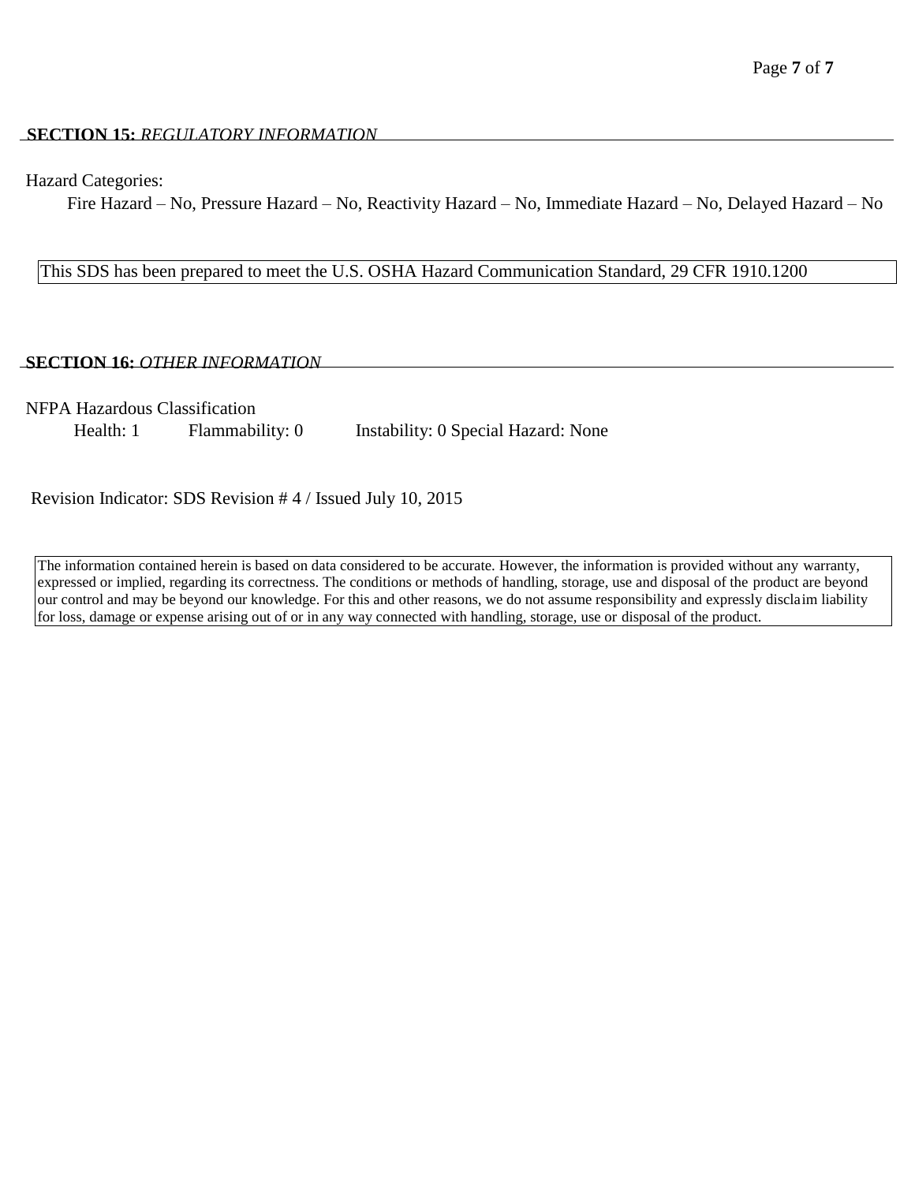## **SECTION 15:** *REGULATORY INFORMATION*

Hazard Categories:

Fire Hazard – No, Pressure Hazard – No, Reactivity Hazard – No, Immediate Hazard – No, Delayed Hazard – No

This SDS has been prepared to meet the U.S. OSHA Hazard Communication Standard, 29 CFR 1910.1200

## **SECTION 16:** *OTHER INFORMATION*

NFPA Hazardous Classification

Health: 1 Flammability: 0 Instability: 0 Special Hazard: None

Revision Indicator: SDS Revision # 4 / Issued July 10, 2015

The information contained herein is based on data considered to be accurate. However, the information is provided without any warranty, expressed or implied, regarding its correctness. The conditions or methods of handling, storage, use and disposal of the product are beyond our control and may be beyond our knowledge. For this and other reasons, we do not assume responsibility and expressly disclaim liability for loss, damage or expense arising out of or in any way connected with handling, storage, use or disposal of the product.